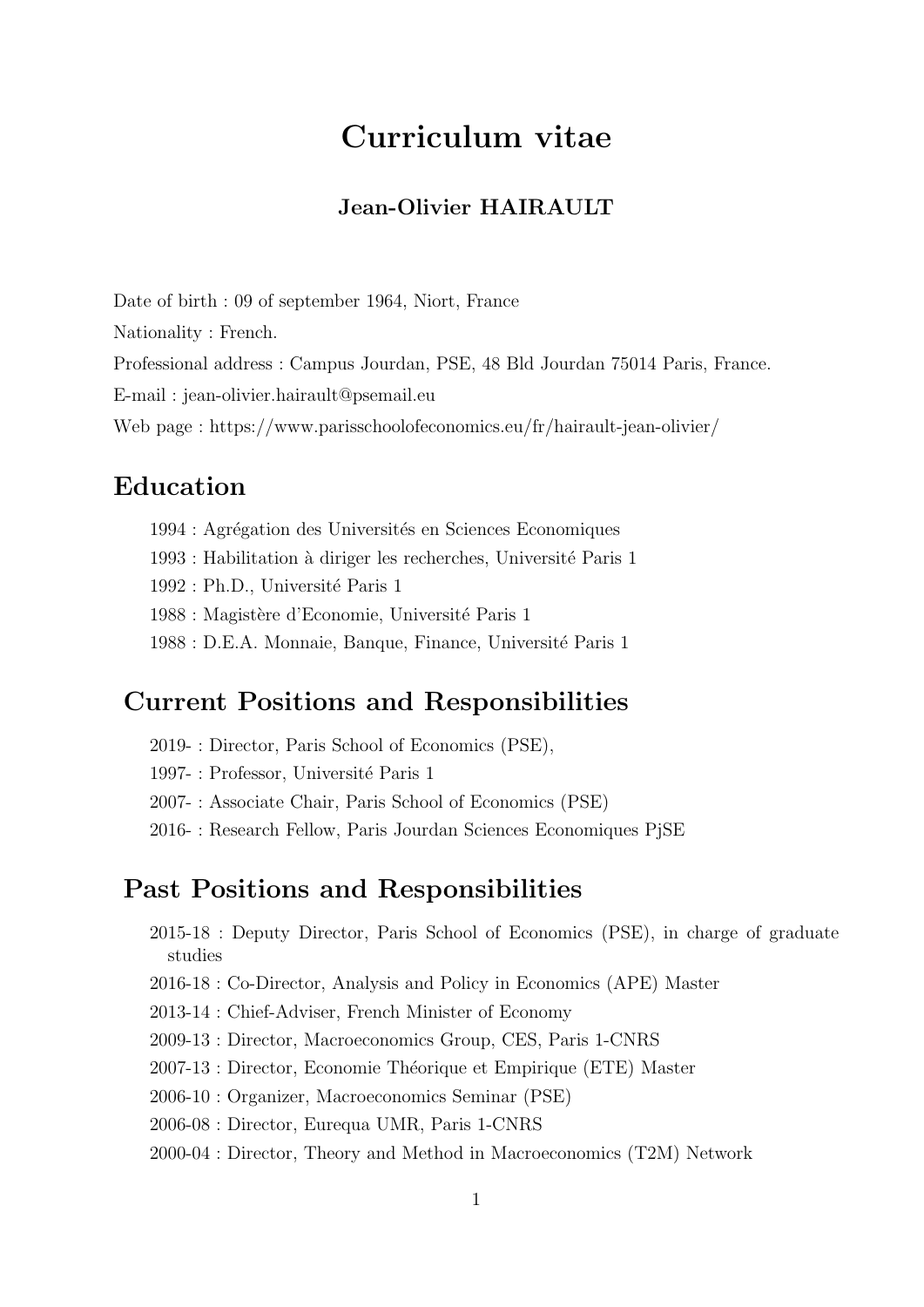# Curriculum vitae

**Jean-Olivier HAIRAULT**

Date of birth : 09 of september 1964, Niort, France

Nationality : French.

Professional address : Campus Jourdan, PSE, 48 Bld Jourdan 75014 Paris, France.

E-mail : jean-olivier.hairault@psemail.eu

Web page : https://www.parisschoolofeconomics.eu/fr/hairault-jean-olivier/

## Education

1994 : Agrégation des Universités en Sciences Economiques

1993 : Habilitation à diriger les recherches, Université Paris 1

1992 : Ph.D., Université Paris 1

1988 : Magistère d'Economie, Université Paris 1

1988 : D.E.A. Monnaie, Banque, Finance, Université Paris 1

## Current Positions and Responsibilities

2019- : Director, Paris School of Economics (PSE),

1997- : Professor, Université Paris 1

2007- : Associate Chair, Paris School of Economics (PSE)

2016- : Research Fellow, Paris Jourdan Sciences Economiques PjSE

## Past Positions and Responsibilities

2015-18 : Deputy Director, Paris School of Economics (PSE), in charge of graduate studies

2016-18 : Co-Director, Analysis and Policy in Economics (APE) Master

2013-14 : Chief-Adviser, French Minister of Economy

2009-13 : Director, Macroeconomics Group, CES, Paris 1-CNRS

2007-13 : Director, Economie Théorique et Empirique (ETE) Master

2006-10 : Organizer, Macroeconomics Seminar (PSE)

2006-08 : Director, Eurequa UMR, Paris 1-CNRS

2000-04 : Director, Theory and Method in Macroeconomics (T2M) Network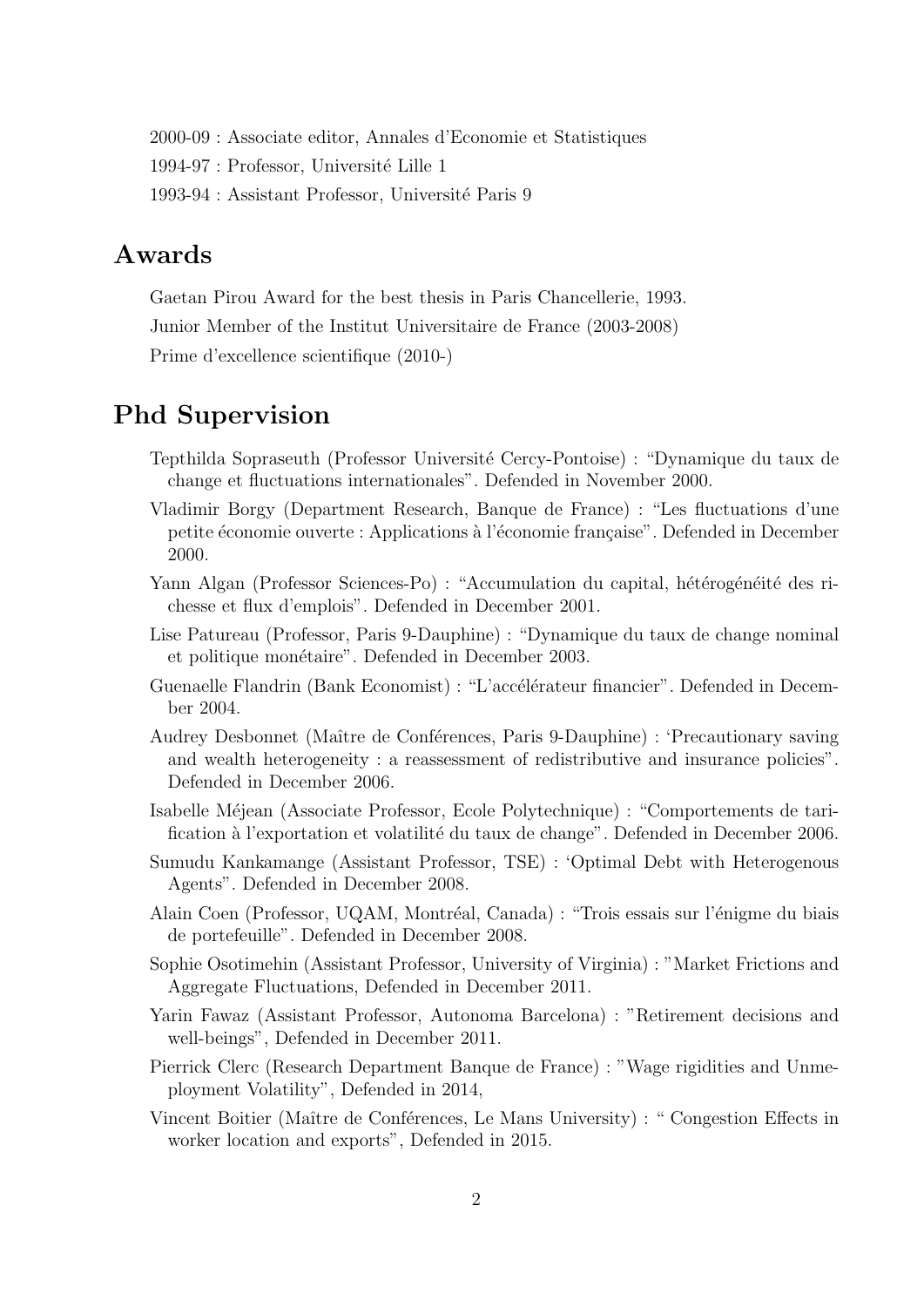2000-09 : Associate editor, Annales d'Economie et Statistiques

1994-97 : Professor, Université Lille 1

1993-94 : Assistant Professor, Université Paris 9

## Awards

Gaetan Pirou Award for the best thesis in Paris Chancellerie, 1993.

Junior Member of the Institut Universitaire de France (2003-2008)

Prime d'excellence scientifique (2010-)

## Phd Supervision

Tepthilda Sopraseuth (Professor Université Cercy-Pontoise) : "Dynamique du taux de change et fluctuations internationales". Defended in November 2000.

Vladimir Borgy (Department Research, Banque de France) : "Les fluctuations d'une petite économie ouverte : Applications à l'économie française". Defended in December 2000.

Yann Algan (Professor Sciences-Po) : "Accumulation du capital, hétérogénéité des richesse et flux d'emplois". Defended in December 2001.

Lise Patureau (Professor, Paris 9-Dauphine) : "Dynamique du taux de change nominal et politique monétaire". Defended in December 2003.

Guenaelle Flandrin (Bank Economist) : "L'accélérateur financier". Defended in December 2004.

Audrey Desbonnet (Maître de Conférences, Paris 9-Dauphine) : 'Precautionary saving and wealth heterogeneity : a reassessment of redistributive and insurance policies". Defended in December 2006.

Isabelle Méjean (Associate Professor, Ecole Polytechnique) : "Comportements de tarification à l'exportation et volatilité du taux de change". Defended in December 2006.

Sumudu Kankamange (Assistant Professor, TSE) : 'Optimal Debt with Heterogenous Agents". Defended in December 2008.

Alain Coen (Professor, UQAM, Montréal, Canada) : "Trois essais sur l'énigme du biais de portefeuille". Defended in December 2008.

Sophie Osotimehin (Assistant Professor, University of Virginia) : "Market Frictions and Aggregate Fluctuations, Defended in December 2011.

Yarin Fawaz (Assistant Professor, Autonoma Barcelona) : "Retirement decisions and well-beings", Defended in December 2011.

Pierrick Clerc (Research Department Banque de France) : "Wage rigidities and Unmeployment Volatility", Defended in 2014,

Vincent Boitier (Maître de Conférences, Le Mans University) : " Congestion Effects in worker location and exports", Defended in 2015.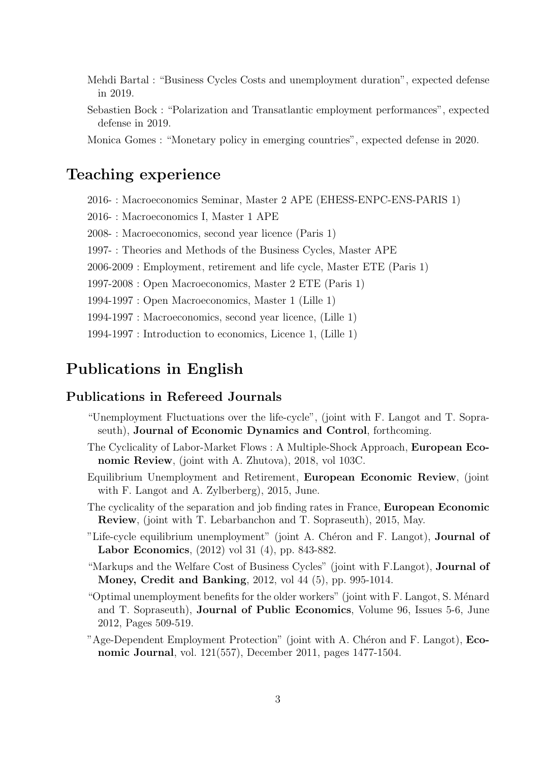Mehdi Bartal : "Business Cycles Costs and unemployment duration", expected defense in 2019.

Sebastien Bock : "Polarization and Transatlantic employment performances", expected defense in 2019.

Monica Gomes : "Monetary policy in emerging countries", expected defense in 2020.

# Teaching experience

2016- : Macroeconomics Seminar, Master 2 APE (EHESS-ENPC-ENS-PARIS 1)

2016- : Macroeconomics I, Master 1 APE

2008- : Macroeconomics, second year licence (Paris 1)

1997- : Theories and Methods of the Business Cycles, Master APE

2006-2009 : Employment, retirement and life cycle, Master ETE (Paris 1)

1997-2008 : Open Macroeconomics, Master 2 ETE (Paris 1)

1994-1997 : Open Macroeconomics, Master 1 (Lille 1)

1994-1997 : Macroeconomics, second year licence, (Lille 1)

1994-1997 : Introduction to economics, Licence 1, (Lille 1)

# Publications in English

## Publications in Refereed Journals

"Unemployment Fluctuations over the life-cycle", (joint with F. Langot and T. Sopraseuth), **Journal of Economic Dynamics and Control**, forthcoming.

The Cyclicality of Labor-Market Flows : A Multiple-Shock Approach, **European Economic Review**, (joint with A. Zhutova), 2018, vol 103C.

Equilibrium Unemployment and Retirement, **European Economic Review**, (joint with F. Langot and A. Zylberberg), 2015, June.

The cyclicality of the separation and job finding rates in France, **European Economic Review**, (joint with T. Lebarbanchon and T. Sopraseuth), 2015, May.

"Life-cycle equilibrium unemployment" (joint A. Chéron and F. Langot), **Journal of Labor Economics**, (2012) vol 31 (4), pp. 843-882.

"Markups and the Welfare Cost of Business Cycles" (joint with F.Langot), **Journal of Money, Credit and Banking**, 2012, vol 44 (5), pp. 995-1014.

"Optimal unemployment benefits for the older workers" (joint with F. Langot, S. Ménard and T. Sopraseuth), **Journal of Public Economics**, Volume 96, Issues 5-6, June 2012, Pages 509-519.

"Age-Dependent Employment Protection" (joint with A. Chéron and F. Langot), **Economic Journal**, vol. 121(557), December 2011, pages 1477-1504.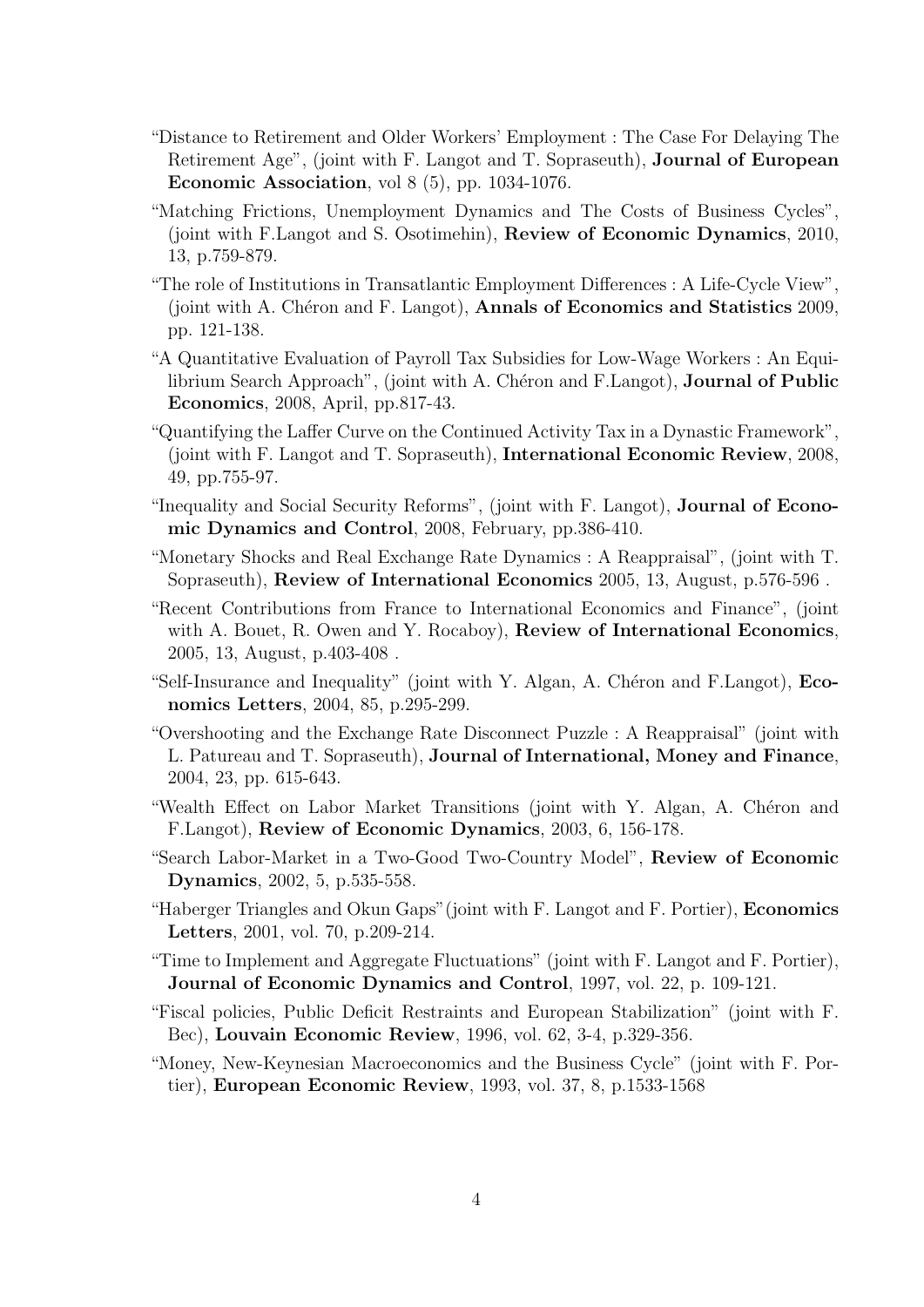- "Distance to Retirement and Older Workers' Employment : The Case For Delaying The Retirement Age", (joint with F. Langot and T. Sopraseuth), **Journal of European Economic Association**, vol 8 (5), pp. 1034-1076.
- "Matching Frictions, Unemployment Dynamics and The Costs of Business Cycles", (joint with F.Langot and S. Osotimehin), **Review of Economic Dynamics**, 2010, 13, p.759-879.
- "The role of Institutions in Transatlantic Employment Differences : A Life-Cycle View", (joint with A. Chéron and F. Langot), **Annals of Economics and Statistics** 2009, pp. 121-138.
- "A Quantitative Evaluation of Payroll Tax Subsidies for Low-Wage Workers : An Equilibrium Search Approach", (joint with A. Chéron and F.Langot), **Journal of Public Economics**, 2008, April, pp.817-43.
- "Quantifying the Laffer Curve on the Continued Activity Tax in a Dynastic Framework", (joint with F. Langot and T. Sopraseuth), **International Economic Review**, 2008, 49, pp.755-97.
- "Inequality and Social Security Reforms", (joint with F. Langot), **Journal of Economic Dynamics and Control**, 2008, February, pp.386-410.
- "Monetary Shocks and Real Exchange Rate Dynamics : A Reappraisal", (joint with T. Sopraseuth), **Review of International Economics** 2005, 13, August, p.576-596 .
- "Recent Contributions from France to International Economics and Finance", (joint with A. Bouet, R. Owen and Y. Rocaboy), **Review of International Economics**, 2005, 13, August, p.403-408 .
- "Self-Insurance and Inequality" (joint with Y. Algan, A. Chéron and F.Langot), **Economics Letters**, 2004, 85, p.295-299.
- "Overshooting and the Exchange Rate Disconnect Puzzle : A Reappraisal" (joint with L. Patureau and T. Sopraseuth), **Journal of International, Money and Finance**, 2004, 23, pp. 615-643.
- "Wealth Effect on Labor Market Transitions (joint with Y. Algan, A. Chéron and F.Langot), **Review of Economic Dynamics**, 2003, 6, 156-178.
- "Search Labor-Market in a Two-Good Two-Country Model", **Review of Economic Dynamics**, 2002, 5, p.535-558.
- "Haberger Triangles and Okun Gaps"(joint with F. Langot and F. Portier), **Economics Letters**, 2001, vol. 70, p.209-214.
- "Time to Implement and Aggregate Fluctuations" (joint with F. Langot and F. Portier), **Journal of Economic Dynamics and Control**, 1997, vol. 22, p. 109-121.
- "Fiscal policies, Public Deficit Restraints and European Stabilization" (joint with F. Bec), **Louvain Economic Review**, 1996, vol. 62, 3-4, p.329-356.
- "Money, New-Keynesian Macroeconomics and the Business Cycle" (joint with F. Portier), **European Economic Review**, 1993, vol. 37, 8, p.1533-1568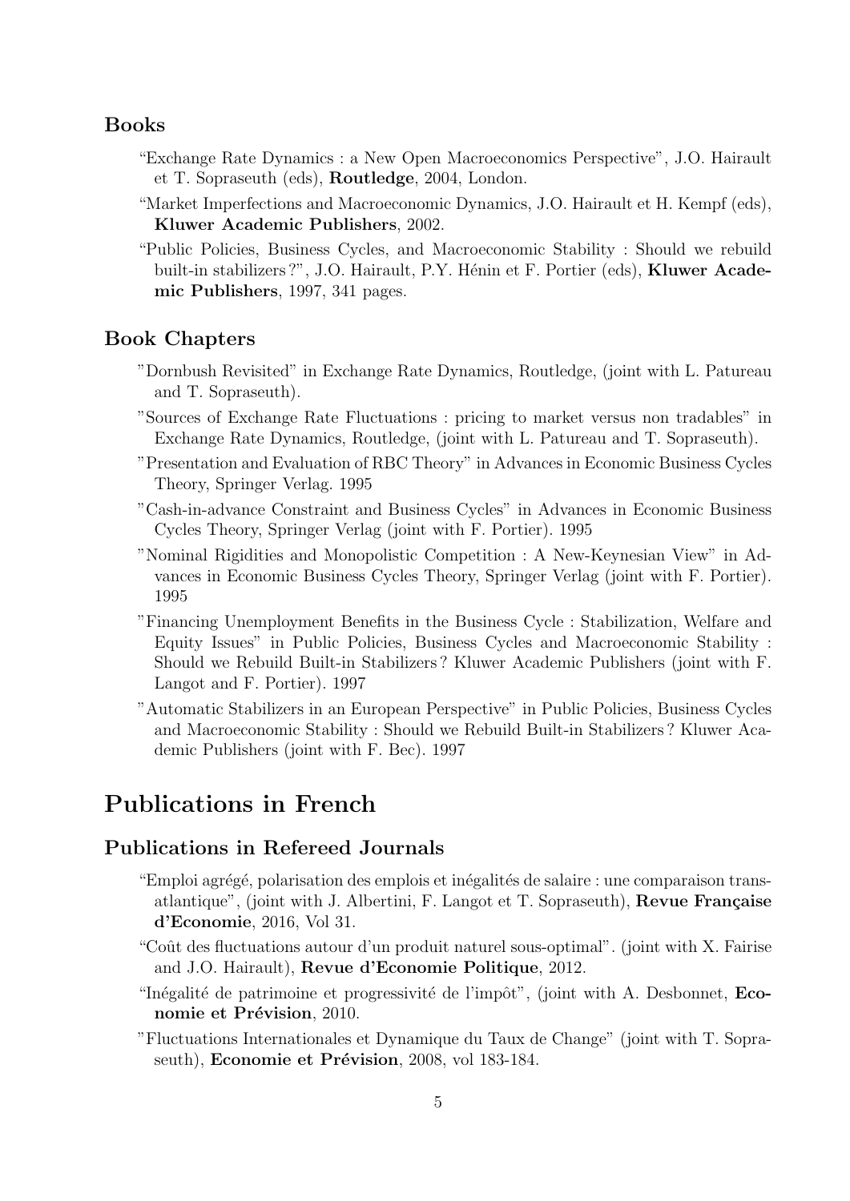### Books

"Exchange Rate Dynamics : a New Open Macroeconomics Perspective", J.O. Hairault et T. Sopraseuth (eds), **Routledge**, 2004, London.

"Market Imperfections and Macroeconomic Dynamics, J.O. Hairault et H. Kempf (eds), **Kluwer Academic Publishers**, 2002.

"Public Policies, Business Cycles, and Macroeconomic Stability : Should we rebuild built-in stabilizers ?", J.O. Hairault, P.Y. Hénin et F. Portier (eds), **Kluwer Academic Publishers**, 1997, 341 pages.

### Book Chapters

"Dornbush Revisited" in Exchange Rate Dynamics, Routledge, (joint with L. Patureau and T. Sopraseuth).

"Sources of Exchange Rate Fluctuations : pricing to market versus non tradables" in Exchange Rate Dynamics, Routledge, (joint with L. Patureau and T. Sopraseuth).

"Presentation and Evaluation of RBC Theory" in Advances in Economic Business Cycles Theory, Springer Verlag. 1995

"Cash-in-advance Constraint and Business Cycles" in Advances in Economic Business Cycles Theory, Springer Verlag (joint with F. Portier). 1995

"Nominal Rigidities and Monopolistic Competition : A New-Keynesian View" in Advances in Economic Business Cycles Theory, Springer Verlag (joint with F. Portier). 1995

"Financing Unemployment Benefits in the Business Cycle : Stabilization, Welfare and Equity Issues" in Public Policies, Business Cycles and Macroeconomic Stability : Should we Rebuild Built-in Stabilizers ? Kluwer Academic Publishers (joint with F. Langot and F. Portier). 1997

"Automatic Stabilizers in an European Perspective" in Public Policies, Business Cycles and Macroeconomic Stability : Should we Rebuild Built-in Stabilizers ? Kluwer Academic Publishers (joint with F. Bec). 1997

## Publications in French

### Publications in Refereed Journals

"Emploi agrégé, polarisation des emplois et inégalités de salaire : une comparaison transatlantique", (joint with J. Albertini, F. Langot et T. Sopraseuth), **Revue Française d'Economie**, 2016, Vol 31.

"Coût des fluctuations autour d'un produit naturel sous-optimal". (joint with X. Fairise and J.O. Hairault), **Revue d'Economie Politique**, 2012.

"Inégalité de patrimoine et progressivité de l'impôt", (joint with A. Desbonnet, **Economie et Prévision**, 2010.

"Fluctuations Internationales et Dynamique du Taux de Change" (joint with T. Sopraseuth), **Economie et Prévision**, 2008, vol 183-184.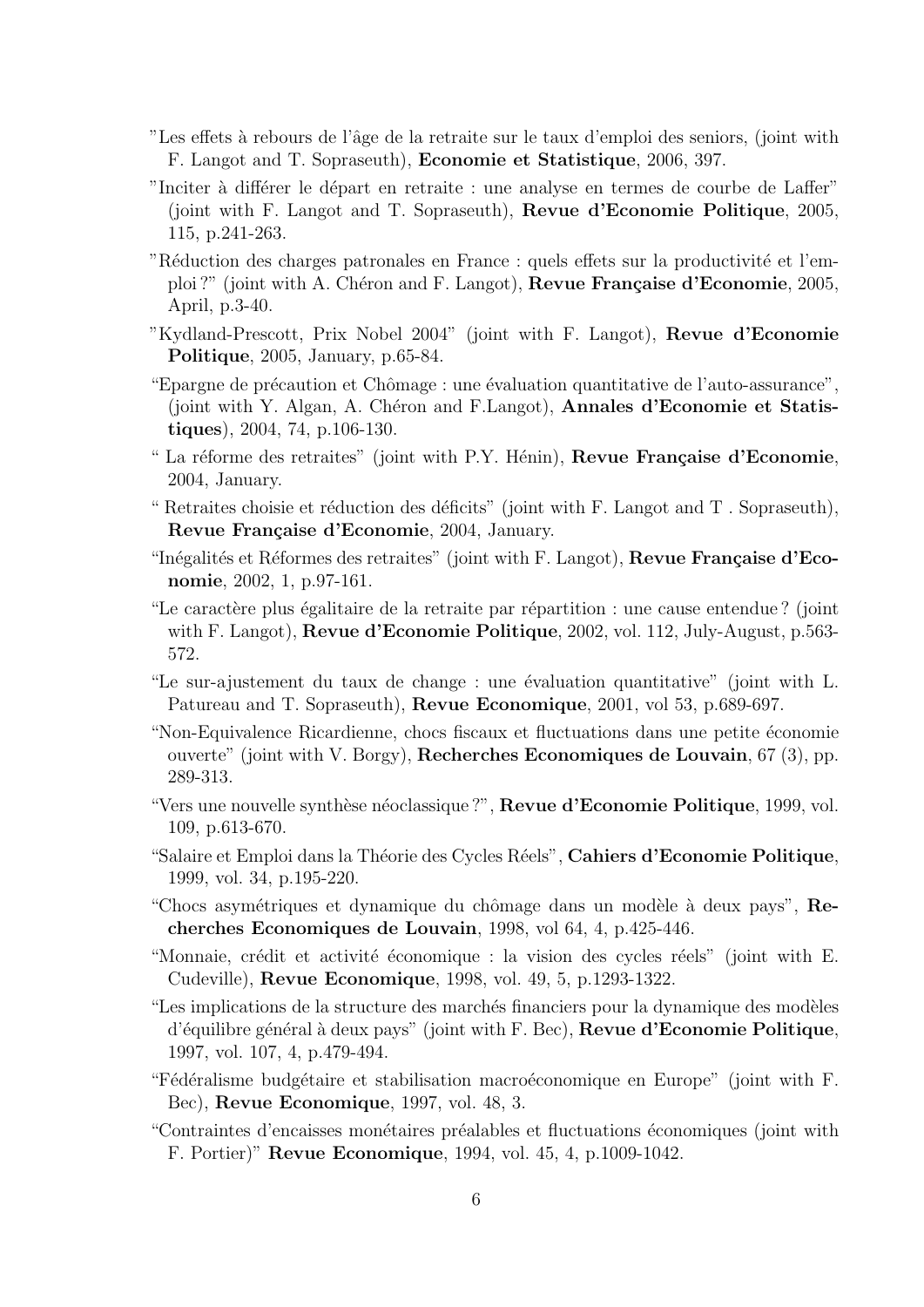"Les effets à rebours de l'âge de la retraite sur le taux d'emploi des seniors, (joint with F. Langot and T. Sopraseuth), **Economie et Statistique**, 2006, 397.

"Inciter à différer le départ en retraite : une analyse en termes de courbe de Laffer" (joint with F. Langot and T. Sopraseuth), **Revue d'Economie Politique**, 2005, 115, p.241-263.

"Réduction des charges patronales en France : quels effets sur la productivité et l'emploi ?" (joint with A. Chéron and F. Langot), **Revue Française d'Economie**, 2005, April, p.3-40.

"Kydland-Prescott, Prix Nobel 2004" (joint with F. Langot), **Revue d'Economie Politique**, 2005, January, p.65-84.

"Epargne de précaution et Chômage : une évaluation quantitative de l'auto-assurance", (joint with Y. Algan, A. Chéron and F.Langot), **Annales d'Economie et Statistiques**), 2004, 74, p.106-130.

" La réforme des retraites" (joint with P.Y. Hénin), **Revue Française d'Economie**, 2004, January.

" Retraites choisie et réduction des déficits" (joint with F. Langot and T . Sopraseuth), **Revue Française d'Economie**, 2004, January.

"Inégalités et Réformes des retraites" (joint with F. Langot), **Revue Française d'Economie**, 2002, 1, p.97-161.

"Le caractère plus égalitaire de la retraite par répartition : une cause entendue ? (joint with F. Langot), **Revue d'Economie Politique**, 2002, vol. 112, July-August, p.563-572.

"Le sur-ajustement du taux de change : une évaluation quantitative" (joint with L. Patureau and T. Sopraseuth), **Revue Economique**, 2001, vol 53, p.689-697.

"Non-Equivalence Ricardienne, chocs fiscaux et fluctuations dans une petite économie ouverte" (joint with V. Borgy), **Recherches Economiques de Louvain**, 67 (3), pp. 289-313.

"Vers une nouvelle synthèse néoclassique ?", **Revue d'Economie Politique**, 1999, vol. 109, p.613-670.

"Salaire et Emploi dans la Théorie des Cycles Réels", **Cahiers d'Economie Politique**, 1999, vol. 34, p.195-220.

"Chocs asymétriques et dynamique du chômage dans un modèle à deux pays", **Recherches Economiques de Louvain**, 1998, vol 64, 4, p.425-446.

"Monnaie, crédit et activité économique : la vision des cycles réels" (joint with E. Cudeville), **Revue Economique**, 1998, vol. 49, 5, p.1293-1322.

"Les implications de la structure des marchés financiers pour la dynamique des modèles d'équilibre général à deux pays" (joint with F. Bec), **Revue d'Economie Politique**, 1997, vol. 107, 4, p.479-494.

"Fédéralisme budgétaire et stabilisation macroéconomique en Europe" (joint with F. Bec), **Revue Economique**, 1997, vol. 48, 3.

"Contraintes d'encaisses monétaires préalables et fluctuations économiques (joint with F. Portier)" **Revue Economique**, 1994, vol. 45, 4, p.1009-1042.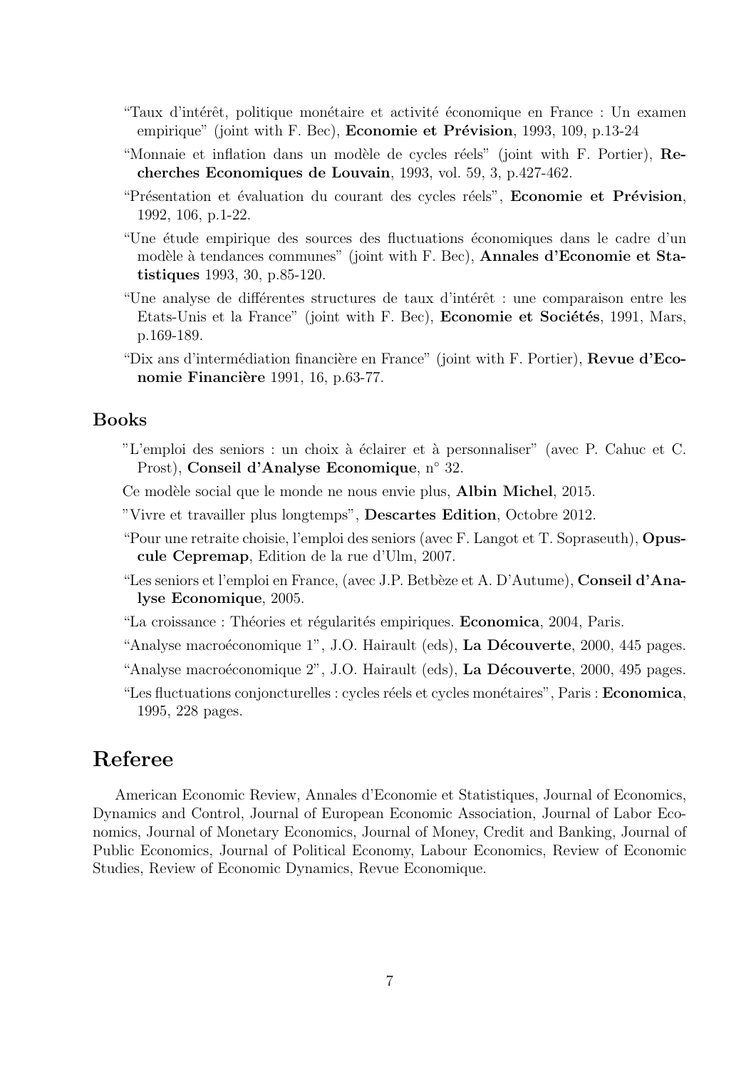- "Taux d'intérêt, politique monétaire et activité économique en France : Un examen empirique" (joint with F. Bec), **Economie et Prévision**, 1993, 109, p.13-24
- "Monnaie et inflation dans un modèle de cycles réels" (joint with F. Portier), **Recherches Economiques de Louvain**, 1993, vol. 59, 3, p.427-462.
- "Présentation et évaluation du courant des cycles réels", **Economie et Prévision**, 1992, 106, p.1-22.
- "Une étude empirique des sources des fluctuations économiques dans le cadre d'un modèle à tendances communes" (joint with F. Bec), **Annales d'Economie et Statistiques** 1993, 30, p.85-120.
- "Une analyse de différentes structures de taux d'intérêt : une comparaison entre les Etats-Unis et la France" (joint with F. Bec), **Economie et Sociétés**, 1991, Mars, p.169-189.
- "Dix ans d'intermédiation financière en France" (joint with F. Portier), **Revue d'Economie Financière** 1991, 16, p.63-77.

### Books

- "L'emploi des seniors : un choix à éclairer et à personnaliser" (avec P. Cahuc et C. Prost), **Conseil d'Analyse Economique**, n° 32.
- Ce modèle social que le monde ne nous envie plus, **Albin Michel**, 2015.
- "Vivre et travailler plus longtemps", **Descartes Edition**, Octobre 2012.
- "Pour une retraite choisie, l'emploi des seniors (avec F. Langot et T. Sopraseuth), **Opuscule Cepremap**, Edition de la rue d'Ulm, 2007.
- "Les seniors et l'emploi en France, (avec J.P. Betbèze et A. D'Autume), **Conseil d'Analyse Economique**, 2005.
- "La croissance : Théories et régularités empiriques. **Economica**, 2004, Paris.
- "Analyse macroéconomique 1", J.O. Hairault (eds), **La Découverte**, 2000, 445 pages.
- "Analyse macroéconomique 2", J.O. Hairault (eds), **La Découverte**, 2000, 495 pages.
- "Les fluctuations conjoncturelles : cycles réels et cycles monétaires", Paris : **Economica**, 1995, 228 pages.

## Referee

American Economic Review, Annales d'Economie et Statistiques, Journal of Economics, Dynamics and Control, Journal of European Economic Association, Journal of Labor Economics, Journal of Monetary Economics, Journal of Money, Credit and Banking, Journal of Public Economics, Journal of Political Economy, Labour Economics, Review of Economic Studies, Review of Economic Dynamics, Revue Economique.